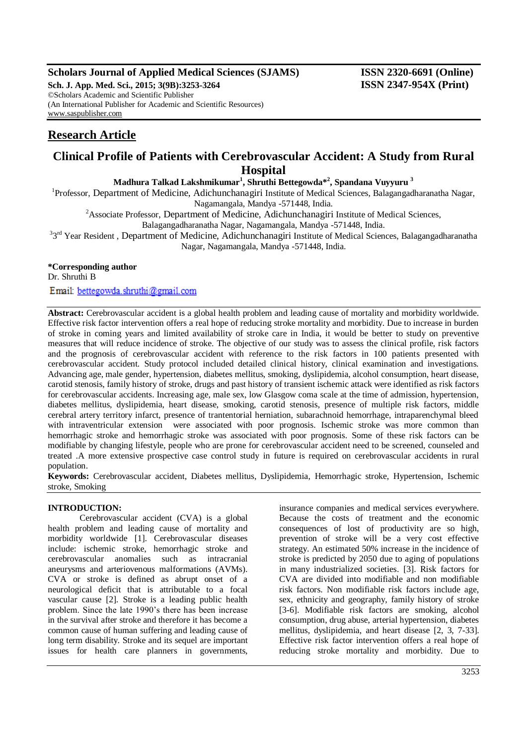**Scholars Journal of Applied Medical Sciences (SJAMS)**
**Sch. J. App. Med. Sci., 2015; 3(9B):3253-3264**
©Scholars Academic and Scientific Publisher
(An International Publisher for Academic and Scientific Resources)
www.saspublisher.com

**ISSN 2320-6691 (Online)**
**ISSN 2347-954X (Print)**

## Research Article

# Clinical Profile of Patients with Cerebrovascular Accident: A Study from Rural Hospital

**Madhura Talkad Lakshmikumar[1], Shruthi Bettegowda*[2], Spandana Vuyyuru [3]**

[1]Professor, Department of Medicine, Adichunchanagiri Institute of Medical Sciences, Balagangadharanatha Nagar, Nagamangala, Mandya -571448, India.

[2]Associate Professor, Department of Medicine, Adichunchanagiri Institute of Medical Sciences, Balagangadharanatha Nagar, Nagamangala, Mandya -571448, India.

[3]3rd Year Resident , Department of Medicine, Adichunchanagiri Institute of Medical Sciences, Balagangadharanatha Nagar, Nagamangala, Mandya -571448, India.

**\*Corresponding author**
Dr. Shruthi B

Email: bettegowda.shruthi@gmail.com

**Abstract:** Cerebrovascular accident is a global health problem and leading cause of mortality and morbidity worldwide. Effective risk factor intervention offers a real hope of reducing stroke mortality and morbidity. Due to increase in burden of stroke in coming years and limited availability of stroke care in India, it would be better to study on preventive measures that will reduce incidence of stroke. The objective of our study was to assess the clinical profile, risk factors and the prognosis of cerebrovascular accident with reference to the risk factors in 100 patients presented with cerebrovascular accident. Study protocol included detailed clinical history, clinical examination and investigations. Advancing age, male gender, hypertension, diabetes mellitus, smoking, dyslipidemia, alcohol consumption, heart disease, carotid stenosis, family history of stroke, drugs and past history of transient ischemic attack were identified as risk factors for cerebrovascular accidents. Increasing age, male sex, low Glasgow coma scale at the time of admission, hypertension, diabetes mellitus, dyslipidemia, heart disease, smoking, carotid stenosis, presence of multiple risk factors, middle cerebral artery territory infarct, presence of trantentorial herniation, subarachnoid hemorrhage, intraparenchymal bleed with intraventricular extension were associated with poor prognosis. Ischemic stroke was more common than hemorrhagic stroke and hemorrhagic stroke was associated with poor prognosis. Some of these risk factors can be modifiable by changing lifestyle, people who are prone for cerebrovascular accident need to be screened, counseled and treated .A more extensive prospective case control study in future is required on cerebrovascular accidents in rural population.

**Keywords:** Cerebrovascular accident, Diabetes mellitus, Dyslipidemia, Hemorrhagic stroke, Hypertension, Ischemic stroke, Smoking

## INTRODUCTION:

Cerebrovascular accident (CVA) is a global health problem and leading cause of mortality and morbidity worldwide [1]. Cerebrovascular diseases include: ischemic stroke, hemorrhagic stroke and cerebrovascular anomalies such as intracranial aneurysms and arteriovenous malformations (AVMs). CVA or stroke is defined as abrupt onset of a neurological deficit that is attributable to a focal vascular cause [2]. Stroke is a leading public health problem. Since the late 1990's there has been increase in the survival after stroke and therefore it has become a common cause of human suffering and leading cause of long term disability. Stroke and its sequel are important issues for health care planners in governments, insurance companies and medical services everywhere. Because the costs of treatment and the economic consequences of lost of productivity are so high, prevention of stroke will be a very cost effective strategy. An estimated 50% increase in the incidence of stroke is predicted by 2050 due to aging of populations in many industrialized societies. [3]. Risk factors for CVA are divided into modifiable and non modifiable risk factors. Non modifiable risk factors include age, sex, ethnicity and geography, family history of stroke [3-6]. Modifiable risk factors are smoking, alcohol consumption, drug abuse, arterial hypertension, diabetes mellitus, dyslipidemia, and heart disease [2, 3, 7-33]. Effective risk factor intervention offers a real hope of reducing stroke mortality and morbidity. Due to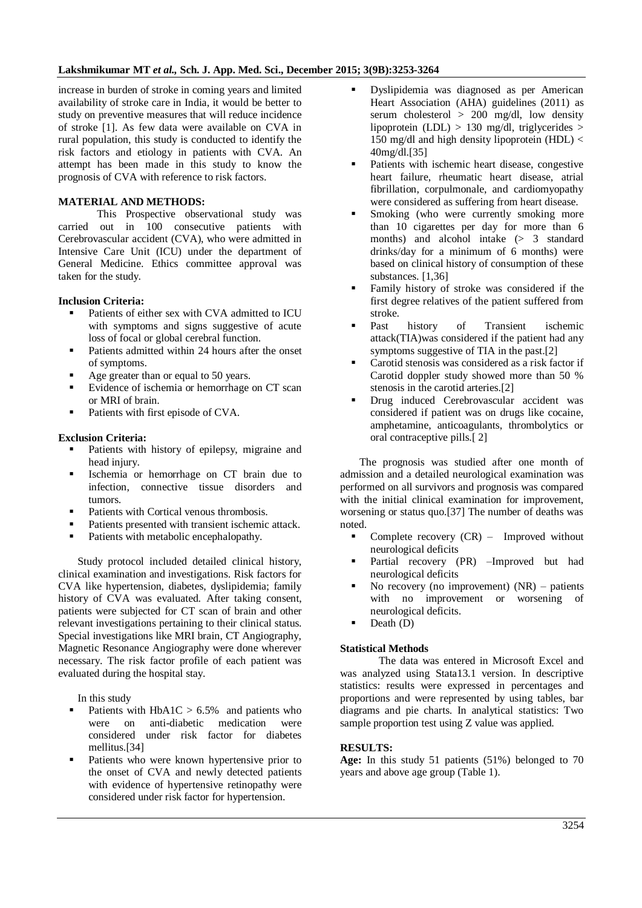increase in burden of stroke in coming years and limited availability of stroke care in India, it would be better to study on preventive measures that will reduce incidence of stroke [1]. As few data were available on CVA in rural population, this study is conducted to identify the risk factors and etiology in patients with CVA. An attempt has been made in this study to know the prognosis of CVA with reference to risk factors.

## MATERIAL AND METHODS:

This Prospective observational study was carried out in 100 consecutive patients with Cerebrovascular accident (CVA), who were admitted in Intensive Care Unit (ICU) under the department of General Medicine. Ethics committee approval was taken for the study.

### Inclusion Criteria:

- Patients of either sex with CVA admitted to ICU with symptoms and signs suggestive of acute loss of focal or global cerebral function.
- Patients admitted within 24 hours after the onset of symptoms.
- Age greater than or equal to 50 years.
- Evidence of ischemia or hemorrhage on CT scan or MRI of brain.
- Patients with first episode of CVA.

### Exclusion Criteria:

- Patients with history of epilepsy, migraine and head injury.
- Ischemia or hemorrhage on CT brain due to infection, connective tissue disorders and tumors.
- Patients with Cortical venous thrombosis.
- Patients presented with transient ischemic attack.
- Patients with metabolic encephalopathy.

Study protocol included detailed clinical history, clinical examination and investigations. Risk factors for CVA like hypertension, diabetes, dyslipidemia; family history of CVA was evaluated. After taking consent, patients were subjected for CT scan of brain and other relevant investigations pertaining to their clinical status. Special investigations like MRI brain, CT Angiography, Magnetic Resonance Angiography were done wherever necessary. The risk factor profile of each patient was evaluated during the hospital stay.

In this study

- Patients with HbA1C > 6.5% and patients who were on anti-diabetic medication were considered under risk factor for diabetes mellitus.[34]
- Patients who were known hypertensive prior to the onset of CVA and newly detected patients with evidence of hypertensive retinopathy were considered under risk factor for hypertension.
- Dyslipidemia was diagnosed as per American Heart Association (AHA) guidelines (2011) as serum cholesterol > 200 mg/dl, low density lipoprotein (LDL) > 130 mg/dl, triglycerides > 150 mg/dl and high density lipoprotein (HDL) < 40mg/dl.[35]
- Patients with ischemic heart disease, congestive heart failure, rheumatic heart disease, atrial fibrillation, corpulmonale, and cardiomyopathy were considered as suffering from heart disease.
- Smoking (who were currently smoking more than 10 cigarettes per day for more than 6 months) and alcohol intake (> 3 standard drinks/day for a minimum of 6 months) were based on clinical history of consumption of these substances. [1,36]
- Family history of stroke was considered if the first degree relatives of the patient suffered from stroke.
- Past history of Transient ischemic attack(TIA)was considered if the patient had any symptoms suggestive of TIA in the past.[2]
- Carotid stenosis was considered as a risk factor if Carotid doppler study showed more than 50 % stenosis in the carotid arteries.[2]
- Drug induced Cerebrovascular accident was considered if patient was on drugs like cocaine, amphetamine, anticoagulants, thrombolytics or oral contraceptive pills.[ 2]

The prognosis was studied after one month of admission and a detailed neurological examination was performed on all survivors and prognosis was compared with the initial clinical examination for improvement, worsening or status quo.[37] The number of deaths was noted.

- Complete recovery (CR) – Improved without neurological deficits
- Partial recovery (PR) –Improved but had neurological deficits
- No recovery (no improvement) (NR) – patients with no improvement or worsening of neurological deficits.
- Death (D)

### Statistical Methods

The data was entered in Microsoft Excel and was analyzed using Stata13.1 version. In descriptive statistics: results were expressed in percentages and proportions and were represented by using tables, bar diagrams and pie charts. In analytical statistics: Two sample proportion test using Z value was applied.

## RESULTS:

**Age:** In this study 51 patients (51%) belonged to 70 years and above age group (Table 1).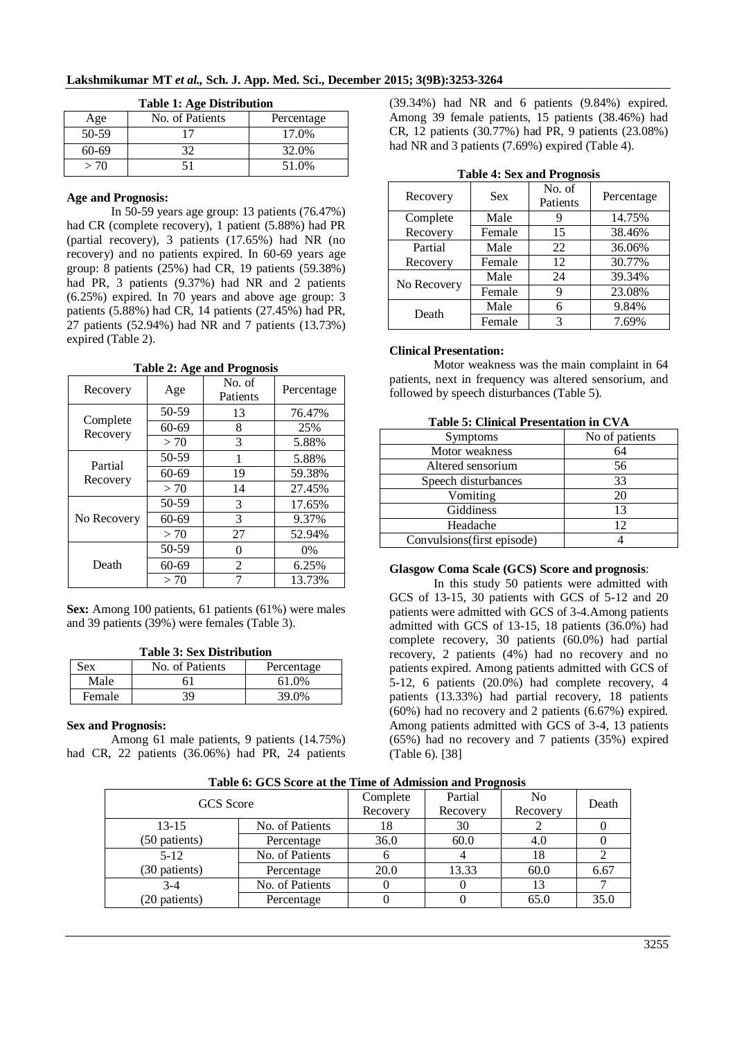**Table 1: Age Distribution**

| Age | No. of Patients | Percentage |
|---|---|---|
| 50-59 | 17 | 17.0% |
| 60-69 | 32 | 32.0% |
| > 70 | 51 | 51.0% |

**Age and Prognosis:**

In 50-59 years age group: 13 patients (76.47%) had CR (complete recovery), 1 patient (5.88%) had PR (partial recovery), 3 patients (17.65%) had NR (no recovery) and no patients expired. In 60-69 years age group: 8 patients (25%) had CR, 19 patients (59.38%) had PR, 3 patients (9.37%) had NR and 2 patients (6.25%) expired. In 70 years and above age group: 3 patients (5.88%) had CR, 14 patients (27.45%) had PR, 27 patients (52.94%) had NR and 7 patients (13.73%) expired (Table 2).

**Table 2: Age and Prognosis**

| Recovery | Age | No. of Patients | Percentage |
|---|---|---|---|
| Complete Recovery | 50-59 | 13 | 76.47% |
| | 60-69 | 8 | 25% |
| | > 70 | 3 | 5.88% |
| Partial Recovery | 50-59 | 1 | 5.88% |
| | 60-69 | 19 | 59.38% |
| | > 70 | 14 | 27.45% |
| No Recovery | 50-59 | 3 | 17.65% |
| | 60-69 | 3 | 9.37% |
| | > 70 | 27 | 52.94% |
| Death | 50-59 | 0 | 0% |
| | 60-69 | 2 | 6.25% |
| | > 70 | 7 | 13.73% |

**Sex:** Among 100 patients, 61 patients (61%) were males and 39 patients (39%) were females (Table 3).

**Table 3: Sex Distribution**

| Sex | No. of Patients | Percentage |
|---|---|---|
| Male | 61 | 61.0% |
| Female | 39 | 39.0% |

**Sex and Prognosis:**

Among 61 male patients, 9 patients (14.75%) had CR, 22 patients (36.06%) had PR, 24 patients (39.34%) had NR and 6 patients (9.84%) expired. Among 39 female patients, 15 patients (38.46%) had CR, 12 patients (30.77%) had PR, 9 patients (23.08%) had NR and 3 patients (7.69%) expired (Table 4).

**Table 4: Sex and Prognosis**

| Recovery | Sex | No. of Patients | Percentage |
|---|---|---|---|
| Complete Recovery | Male | 9 | 14.75% |
| | Female | 15 | 38.46% |
| Partial Recovery | Male | 22 | 36.06% |
| | Female | 12 | 30.77% |
| No Recovery | Male | 24 | 39.34% |
| | Female | 9 | 23.08% |
| Death | Male | 6 | 9.84% |
| | Female | 3 | 7.69% |

**Clinical Presentation:**

Motor weakness was the main complaint in 64 patients, next in frequency was altered sensorium, and followed by speech disturbances (Table 5).

**Table 5: Clinical Presentation in CVA**

| Symptoms | No of patients |
|---|---|
| Motor weakness | 64 |
| Altered sensorium | 56 |
| Speech disturbances | 33 |
| Vomiting | 20 |
| Giddiness | 13 |
| Headache | 12 |
| Convulsions(first episode) | 4 |

**Glasgow Coma Scale (GCS) Score and prognosis**:

In this study 50 patients were admitted with GCS of 13-15, 30 patients with GCS of 5-12 and 20 patients were admitted with GCS of 3-4.Among patients admitted with GCS of 13-15, 18 patients (36.0%) had complete recovery, 30 patients (60.0%) had partial recovery, 2 patients (4%) had no recovery and no patients expired. Among patients admitted with GCS of 5-12, 6 patients (20.0%) had complete recovery, 4 patients (13.33%) had partial recovery, 18 patients (60%) had no recovery and 2 patients (6.67%) expired. Among patients admitted with GCS of 3-4, 13 patients (65%) had no recovery and 7 patients (35%) expired (Table 6). [38]

**Table 6: GCS Score at the Time of Admission and Prognosis**

| GCS Score | | Complete Recovery | Partial Recovery | No Recovery | Death |
|---|---|---|---|---|---|
| 13-15 (50 patients) | No. of Patients | 18 | 30 | 2 | 0 |
| | Percentage | 36.0 | 60.0 | 4.0 | 0 |
| 5-12 (30 patients) | No. of Patients | 6 | 4 | 18 | 2 |
| | Percentage | 20.0 | 13.33 | 60.0 | 6.67 |
| 3-4 (20 patients) | No. of Patients | 0 | 0 | 13 | 7 |
| | Percentage | 0 | 0 | 65.0 | 35.0 |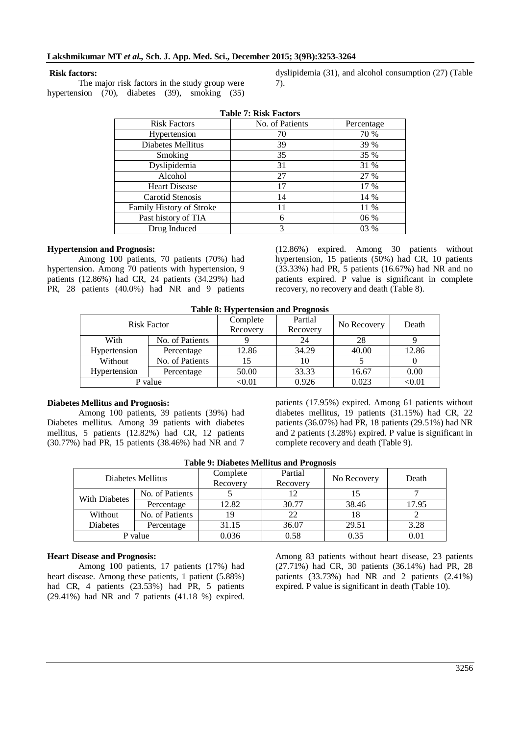**Risk factors:**

The major risk factors in the study group were hypertension (70), diabetes (39), smoking (35) dyslipidemia (31), and alcohol consumption (27) (Table 7).

**Table 7: Risk Factors**

| Risk Factors | No. of Patients | Percentage |
|---|---|---|
| Hypertension | 70 | 70 % |
| Diabetes Mellitus | 39 | 39 % |
| Smoking | 35 | 35 % |
| Dyslipidemia | 31 | 31 % |
| Alcohol | 27 | 27 % |
| Heart Disease | 17 | 17 % |
| Carotid Stenosis | 14 | 14 % |
| Family History of Stroke | 11 | 11 % |
| Past history of TIA | 6 | 06 % |
| Drug Induced | 3 | 03 % |

**Hypertension and Prognosis:**

Among 100 patients, 70 patients (70%) had hypertension. Among 70 patients with hypertension, 9 patients (12.86%) had CR, 24 patients (34.29%) had PR, 28 patients (40.0%) had NR and 9 patients (12.86%) expired. Among 30 patients without hypertension, 15 patients (50%) had CR, 10 patients (33.33%) had PR, 5 patients (16.67%) had NR and no patients expired. P value is significant in complete recovery, no recovery and death (Table 8).

**Table 8: Hypertension and Prognosis**

| Risk Factor | | Complete Recovery | Partial Recovery | No Recovery | Death |
|---|---|---|---|---|---|
| With Hypertension | No. of Patients | 9 | 24 | 28 | 9 |
| | Percentage | 12.86 | 34.29 | 40.00 | 12.86 |
| Without Hypertension | No. of Patients | 15 | 10 | 5 | 0 |
| | Percentage | 50.00 | 33.33 | 16.67 | 0.00 |
| P value | | <0.01 | 0.926 | 0.023 | <0.01 |

**Diabetes Mellitus and Prognosis:**

Among 100 patients, 39 patients (39%) had Diabetes mellitus. Among 39 patients with diabetes mellitus, 5 patients (12.82%) had CR, 12 patients (30.77%) had PR, 15 patients (38.46%) had NR and 7 patients (17.95%) expired. Among 61 patients without diabetes mellitus, 19 patients (31.15%) had CR, 22 patients (36.07%) had PR, 18 patients (29.51%) had NR and 2 patients (3.28%) expired. P value is significant in complete recovery and death (Table 9).

**Table 9: Diabetes Mellitus and Prognosis**

| Diabetes Mellitus | | Complete Recovery | Partial Recovery | No Recovery | Death |
|---|---|---|---|---|---|
| With Diabetes | No. of Patients | 5 | 12 | 15 | 7 |
| | Percentage | 12.82 | 30.77 | 38.46 | 17.95 |
| Without Diabetes | No. of Patients | 19 | 22 | 18 | 2 |
| | Percentage | 31.15 | 36.07 | 29.51 | 3.28 |
| P value | | 0.036 | 0.58 | 0.35 | 0.01 |

**Heart Disease and Prognosis:**

Among 100 patients, 17 patients (17%) had heart disease. Among these patients, 1 patient (5.88%) had CR, 4 patients (23.53%) had PR, 5 patients (29.41%) had NR and 7 patients (41.18 %) expired. Among 83 patients without heart disease, 23 patients (27.71%) had CR, 30 patients (36.14%) had PR, 28 patients (33.73%) had NR and 2 patients (2.41%) expired. P value is significant in death (Table 10).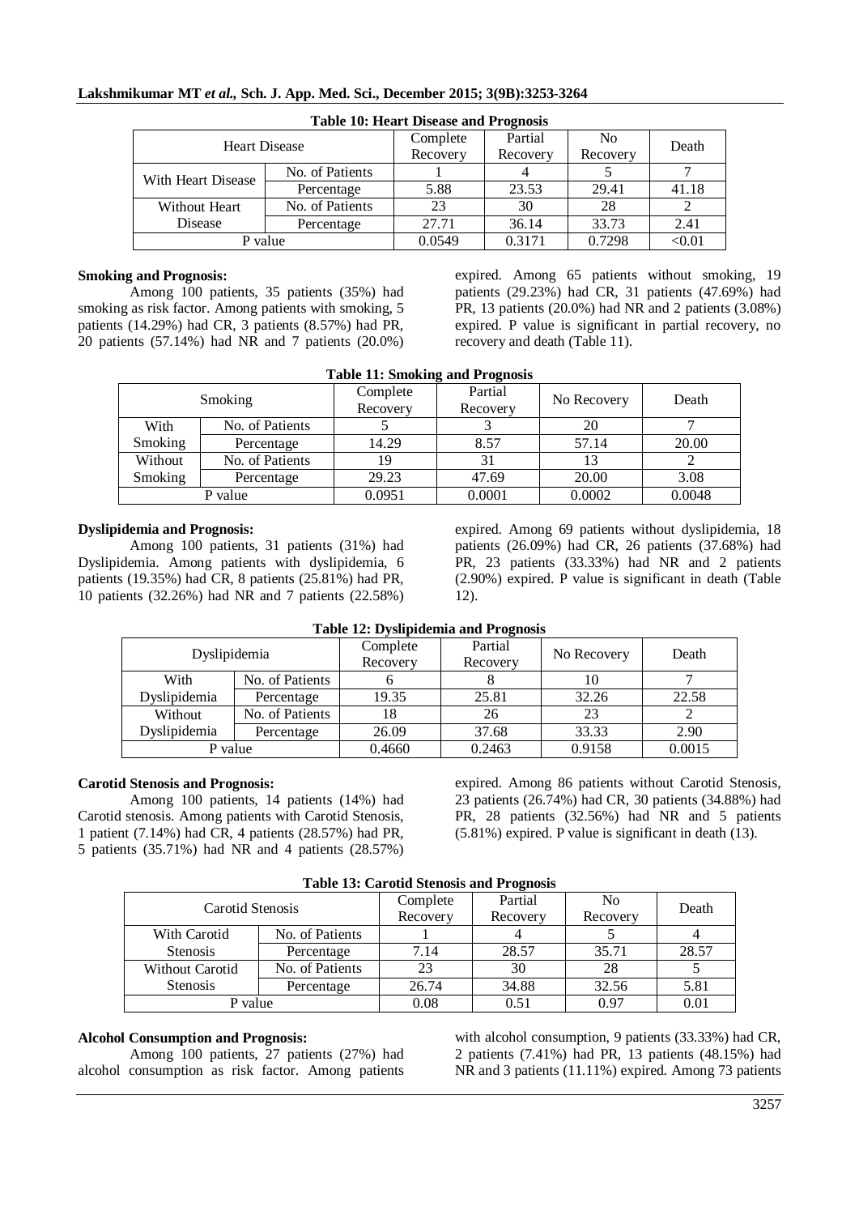**Table 10: Heart Disease and Prognosis**

| Heart Disease | | Complete Recovery | Partial Recovery | No Recovery | Death |
|---|---|---|---|---|---|
| With Heart Disease | No. of Patients | 1 | 4 | 5 | 7 |
| | Percentage | 5.88 | 23.53 | 29.41 | 41.18 |
| Without Heart Disease | No. of Patients | 23 | 30 | 28 | 2 |
| | Percentage | 27.71 | 36.14 | 33.73 | 2.41 |
| P value | | 0.0549 | 0.3171 | 0.7298 | <0.01 |

**Smoking and Prognosis:**

Among 100 patients, 35 patients (35%) had smoking as risk factor. Among patients with smoking, 5 patients (14.29%) had CR, 3 patients (8.57%) had PR, 20 patients (57.14%) had NR and 7 patients (20.0%) expired. Among 65 patients without smoking, 19 patients (29.23%) had CR, 31 patients (47.69%) had PR, 13 patients (20.0%) had NR and 2 patients (3.08%) expired. P value is significant in partial recovery, no recovery and death (Table 11).

**Table 11: Smoking and Prognosis**

| Smoking | | Complete Recovery | Partial Recovery | No Recovery | Death |
|---|---|---|---|---|---|
| With Smoking | No. of Patients | 5 | 3 | 20 | 7 |
| | Percentage | 14.29 | 8.57 | 57.14 | 20.00 |
| Without Smoking | No. of Patients | 19 | 31 | 13 | 2 |
| | Percentage | 29.23 | 47.69 | 20.00 | 3.08 |
| P value | | 0.0951 | 0.0001 | 0.0002 | 0.0048 |

**Dyslipidemia and Prognosis:**

Among 100 patients, 31 patients (31%) had Dyslipidemia. Among patients with dyslipidemia, 6 patients (19.35%) had CR, 8 patients (25.81%) had PR, 10 patients (32.26%) had NR and 7 patients (22.58%) expired. Among 69 patients without dyslipidemia, 18 patients (26.09%) had CR, 26 patients (37.68%) had PR, 23 patients (33.33%) had NR and 2 patients (2.90%) expired. P value is significant in death (Table 12).

**Table 12: Dyslipidemia and Prognosis**

| Dyslipidemia | | Complete Recovery | Partial Recovery | No Recovery | Death |
|---|---|---|---|---|---|
| With Dyslipidemia | No. of Patients | 6 | 8 | 10 | 7 |
| | Percentage | 19.35 | 25.81 | 32.26 | 22.58 |
| Without Dyslipidemia | No. of Patients | 18 | 26 | 23 | 2 |
| | Percentage | 26.09 | 37.68 | 33.33 | 2.90 |
| P value | | 0.4660 | 0.2463 | 0.9158 | 0.0015 |

**Carotid Stenosis and Prognosis:**

Among 100 patients, 14 patients (14%) had Carotid stenosis. Among patients with Carotid Stenosis, 1 patient (7.14%) had CR, 4 patients (28.57%) had PR, 5 patients (35.71%) had NR and 4 patients (28.57%) expired. Among 86 patients without Carotid Stenosis, 23 patients (26.74%) had CR, 30 patients (34.88%) had PR, 28 patients (32.56%) had NR and 5 patients (5.81%) expired. P value is significant in death (13).

**Table 13: Carotid Stenosis and Prognosis**

| Carotid Stenosis | | Complete Recovery | Partial Recovery | No Recovery | Death |
|---|---|---|---|---|---|
| With Carotid Stenosis | No. of Patients | 1 | 4 | 5 | 4 |
| | Percentage | 7.14 | 28.57 | 35.71 | 28.57 |
| Without Carotid Stenosis | No. of Patients | 23 | 30 | 28 | 5 |
| | Percentage | 26.74 | 34.88 | 32.56 | 5.81 |
| P value | | 0.08 | 0.51 | 0.97 | 0.01 |

**Alcohol Consumption and Prognosis:**

Among 100 patients, 27 patients (27%) had alcohol consumption as risk factor. Among patients with alcohol consumption, 9 patients (33.33%) had CR, 2 patients (7.41%) had PR, 13 patients (48.15%) had NR and 3 patients (11.11%) expired. Among 73 patients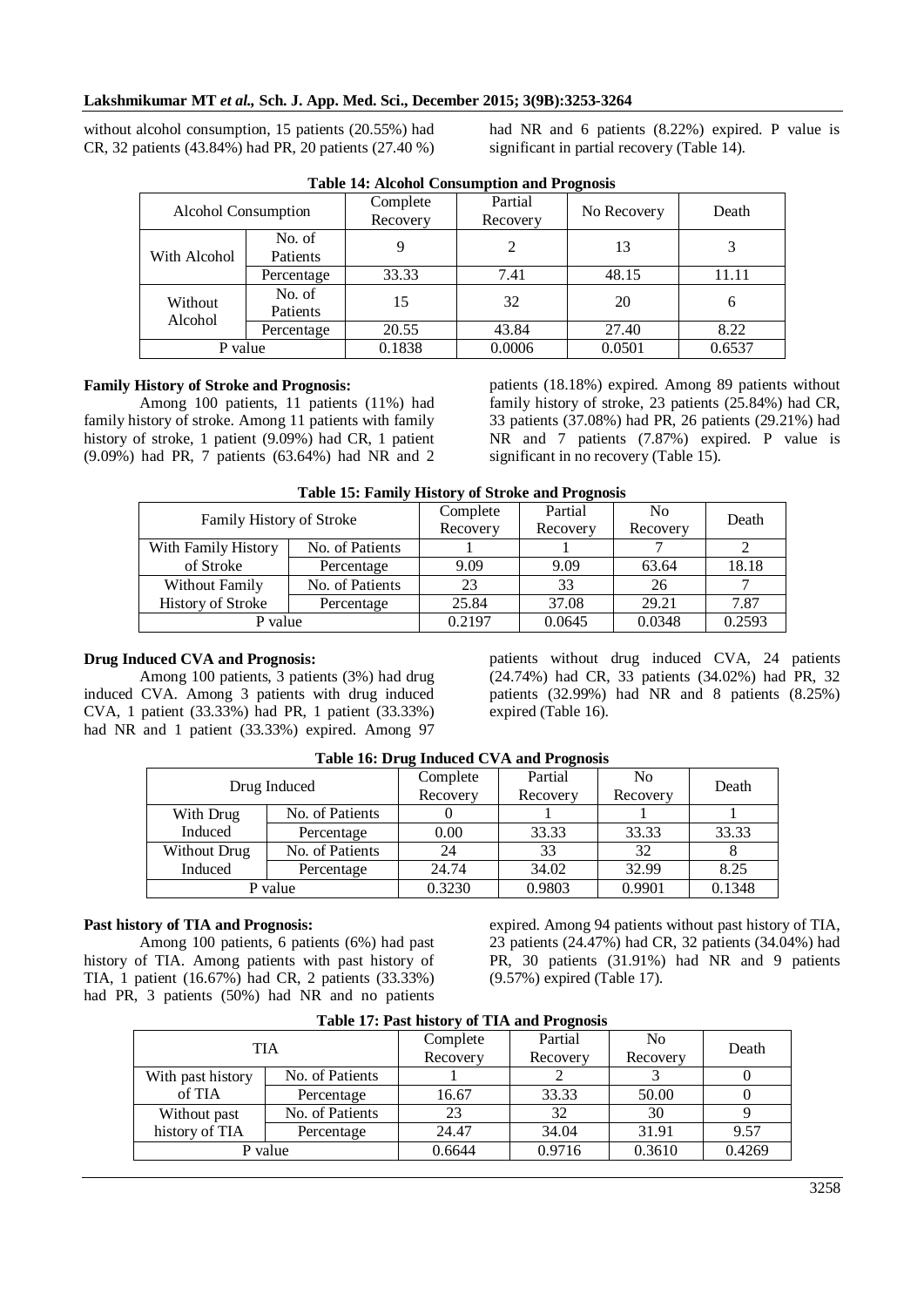without alcohol consumption, 15 patients (20.55%) had CR, 32 patients (43.84%) had PR, 20 patients (27.40 %) had NR and 6 patients (8.22%) expired. P value is significant in partial recovery (Table 14).

**Table 14: Alcohol Consumption and Prognosis**

| Alcohol Consumption | | Complete Recovery | Partial Recovery | No Recovery | Death |
|---|---|---|---|---|---|
| With Alcohol | No. of Patients | 9 | 2 | 13 | 3 |
| | Percentage | 33.33 | 7.41 | 48.15 | 11.11 |
| Without Alcohol | No. of Patients | 15 | 32 | 20 | 6 |
| | Percentage | 20.55 | 43.84 | 27.40 | 8.22 |
| P value | | 0.1838 | 0.0006 | 0.0501 | 0.6537 |

**Family History of Stroke and Prognosis:**

Among 100 patients, 11 patients (11%) had family history of stroke. Among 11 patients with family history of stroke, 1 patient (9.09%) had CR, 1 patient (9.09%) had PR, 7 patients (63.64%) had NR and 2 patients (18.18%) expired. Among 89 patients without family history of stroke, 23 patients (25.84%) had CR, 33 patients (37.08%) had PR, 26 patients (29.21%) had NR and 7 patients (7.87%) expired. P value is significant in no recovery (Table 15).

**Table 15: Family History of Stroke and Prognosis**

| Family History of Stroke | | Complete Recovery | Partial Recovery | No Recovery | Death |
|---|---|---|---|---|---|
| With Family History of Stroke | No. of Patients | 1 | 1 | 7 | 2 |
| | Percentage | 9.09 | 9.09 | 63.64 | 18.18 |
| Without Family History of Stroke | No. of Patients | 23 | 33 | 26 | 7 |
| | Percentage | 25.84 | 37.08 | 29.21 | 7.87 |
| P value | | 0.2197 | 0.0645 | 0.0348 | 0.2593 |

**Drug Induced CVA and Prognosis:**

Among 100 patients, 3 patients (3%) had drug induced CVA. Among 3 patients with drug induced CVA, 1 patient (33.33%) had PR, 1 patient (33.33%) had NR and 1 patient (33.33%) expired. Among 97 patients without drug induced CVA, 24 patients (24.74%) had CR, 33 patients (34.02%) had PR, 32 patients (32.99%) had NR and 8 patients (8.25%) expired (Table 16).

**Table 16: Drug Induced CVA and Prognosis**

| Drug Induced | | Complete Recovery | Partial Recovery | No Recovery | Death |
|---|---|---|---|---|---|
| With Drug Induced | No. of Patients | 0 | 1 | 1 | 1 |
| | Percentage | 0.00 | 33.33 | 33.33 | 33.33 |
| Without Drug Induced | No. of Patients | 24 | 33 | 32 | 8 |
| | Percentage | 24.74 | 34.02 | 32.99 | 8.25 |
| P value | | 0.3230 | 0.9803 | 0.9901 | 0.1348 |

**Past history of TIA and Prognosis:**

Among 100 patients, 6 patients (6%) had past history of TIA. Among patients with past history of TIA, 1 patient (16.67%) had CR, 2 patients (33.33%) had PR, 3 patients (50%) had NR and no patients expired. Among 94 patients without past history of TIA, 23 patients (24.47%) had CR, 32 patients (34.04%) had PR, 30 patients (31.91%) had NR and 9 patients (9.57%) expired (Table 17).

**Table 17: Past history of TIA and Prognosis**

| TIA | | Complete Recovery | Partial Recovery | No Recovery | Death |
|---|---|---|---|---|---|
| With past history of TIA | No. of Patients | 1 | 2 | 3 | 0 |
| | Percentage | 16.67 | 33.33 | 50.00 | 0 |
| Without past history of TIA | No. of Patients | 23 | 32 | 30 | 9 |
| | Percentage | 24.47 | 34.04 | 31.91 | 9.57 |
| P value | | 0.6644 | 0.9716 | 0.3610 | 0.4269 |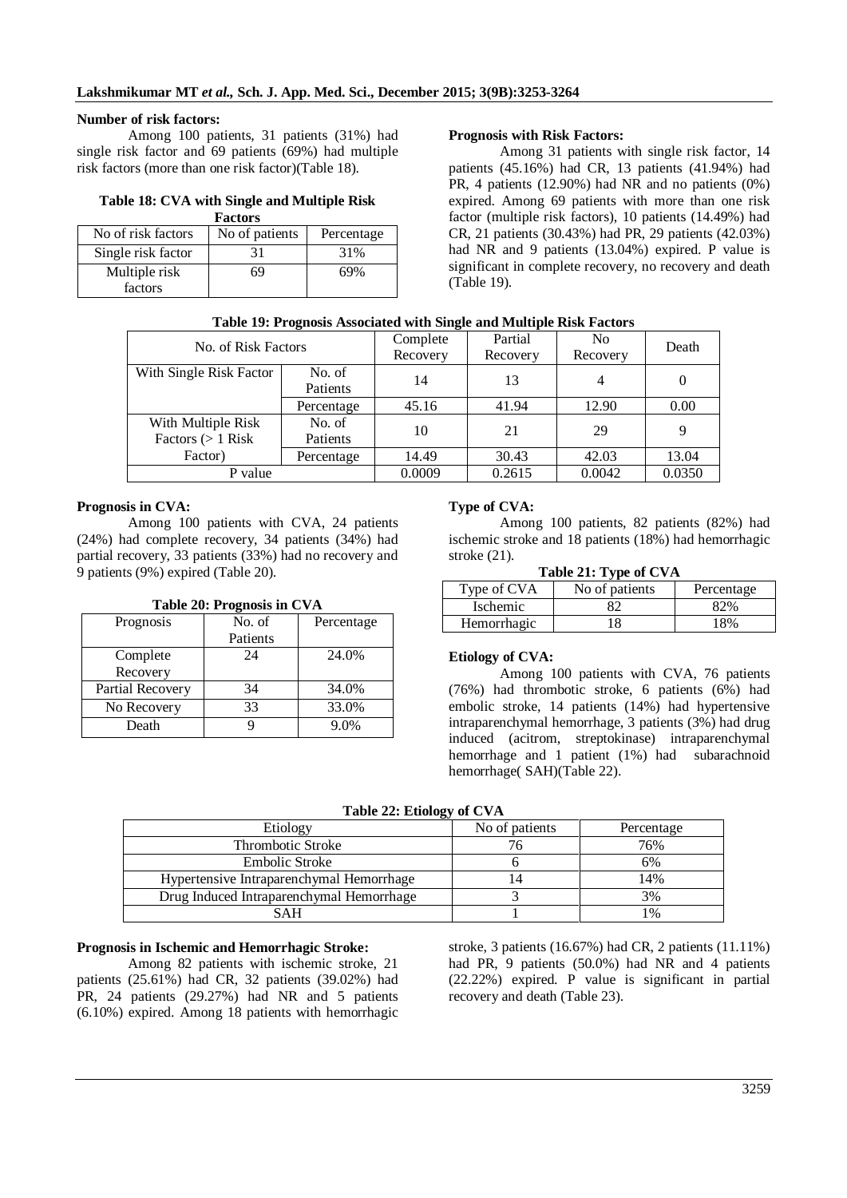**Number of risk factors:**

Among 100 patients, 31 patients (31%) had single risk factor and 69 patients (69%) had multiple risk factors (more than one risk factor)(Table 18).

**Table 18: CVA with Single and Multiple Risk Factors**

| No of risk factors | No of patients | Percentage |
|---|---|---|
| Single risk factor | 31 | 31% |
| Multiple risk factors | 69 | 69% |

**Prognosis with Risk Factors:**

Among 31 patients with single risk factor, 14 patients (45.16%) had CR, 13 patients (41.94%) had PR, 4 patients (12.90%) had NR and no patients (0%) expired. Among 69 patients with more than one risk factor (multiple risk factors), 10 patients (14.49%) had CR, 21 patients (30.43%) had PR, 29 patients (42.03%) had NR and 9 patients (13.04%) expired. P value is significant in complete recovery, no recovery and death (Table 19).

**Table 19: Prognosis Associated with Single and Multiple Risk Factors**

| No. of Risk Factors | | Complete Recovery | Partial Recovery | No Recovery | Death |
|---|---|---|---|---|---|
| With Single Risk Factor | No. of Patients | 14 | 13 | 4 | 0 |
| | Percentage | 45.16 | 41.94 | 12.90 | 0.00 |
| With Multiple Risk Factors (> 1 Risk Factor) | No. of Patients | 10 | 21 | 29 | 9 |
| | Percentage | 14.49 | 30.43 | 42.03 | 13.04 |
| P value | | 0.0009 | 0.2615 | 0.0042 | 0.0350 |

**Prognosis in CVA:**

Among 100 patients with CVA, 24 patients (24%) had complete recovery, 34 patients (34%) had partial recovery, 33 patients (33%) had no recovery and 9 patients (9%) expired (Table 20).

**Table 20: Prognosis in CVA**

| Prognosis | No. of Patients | Percentage |
|---|---|---|
| Complete Recovery | 24 | 24.0% |
| Partial Recovery | 34 | 34.0% |
| No Recovery | 33 | 33.0% |
| Death | 9 | 9.0% |

**Type of CVA:**

Among 100 patients, 82 patients (82%) had ischemic stroke and 18 patients (18%) had hemorrhagic stroke (21).

**Table 21: Type of CVA**

| Type of CVA | No of patients | Percentage |
|---|---|---|
| Ischemic | 82 | 82% |
| Hemorrhagic | 18 | 18% |

**Etiology of CVA:**

Among 100 patients with CVA, 76 patients (76%) had thrombotic stroke, 6 patients (6%) had embolic stroke, 14 patients (14%) had hypertensive intraparenchymal hemorrhage, 3 patients (3%) had drug induced (acitrom, streptokinase) intraparenchymal hemorrhage and 1 patient (1%) had subarachnoid hemorrhage( SAH)(Table 22).

**Table 22: Etiology of CVA**

| Etiology | No of patients | Percentage |
|---|---|---|
| Thrombotic Stroke | 76 | 76% |
| Embolic Stroke | 6 | 6% |
| Hypertensive Intraparenchymal Hemorrhage | 14 | 14% |
| Drug Induced Intraparenchymal Hemorrhage | 3 | 3% |
| SAH | 1 | 1% |

**Prognosis in Ischemic and Hemorrhagic Stroke:**

Among 82 patients with ischemic stroke, 21 patients (25.61%) had CR, 32 patients (39.02%) had PR, 24 patients (29.27%) had NR and 5 patients (6.10%) expired. Among 18 patients with hemorrhagic stroke, 3 patients (16.67%) had CR, 2 patients (11.11%) had PR, 9 patients (50.0%) had NR and 4 patients (22.22%) expired. P value is significant in partial recovery and death (Table 23).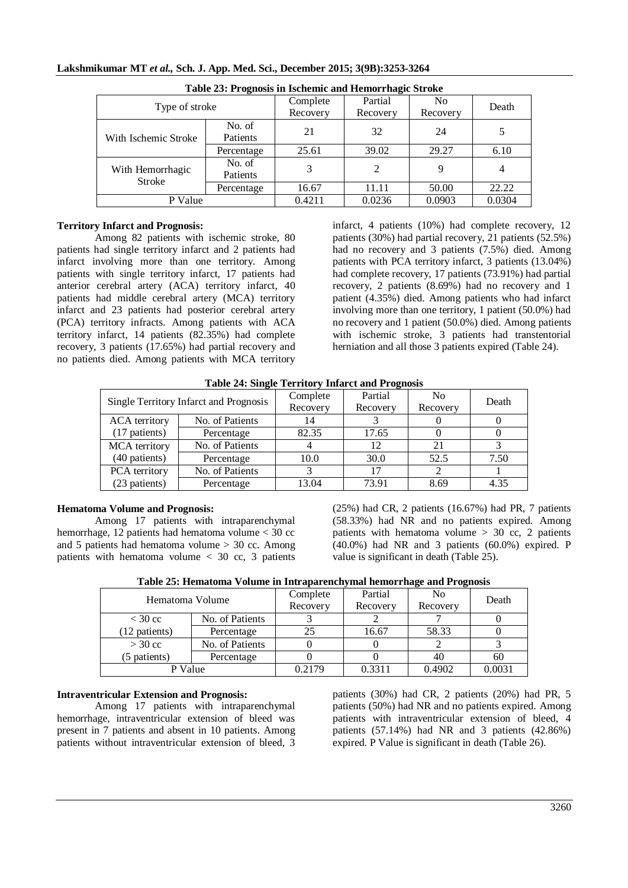**Table 23: Prognosis in Ischemic and Hemorrhagic Stroke**

| Type of stroke | | Complete Recovery | Partial Recovery | No Recovery | Death |
|---|---|---|---|---|---|
| With Ischemic Stroke | No. of Patients | 21 | 32 | 24 | 5 |
| | Percentage | 25.61 | 39.02 | 29.27 | 6.10 |
| With Hemorrhagic Stroke | No. of Patients | 3 | 2 | 9 | 4 |
| | Percentage | 16.67 | 11.11 | 50.00 | 22.22 |
| P Value | | 0.4211 | 0.0236 | 0.0903 | 0.0304 |

**Territory Infarct and Prognosis:**

Among 82 patients with ischemic stroke, 80 patients had single territory infarct and 2 patients had infarct involving more than one territory. Among patients with single territory infarct, 17 patients had anterior cerebral artery (ACA) territory infarct, 40 patients had middle cerebral artery (MCA) territory infarct and 23 patients had posterior cerebral artery (PCA) territory infracts. Among patients with ACA territory infarct, 14 patients (82.35%) had complete recovery, 3 patients (17.65%) had partial recovery and no patients died. Among patients with MCA territory infarct, 4 patients (10%) had complete recovery, 12 patients (30%) had partial recovery, 21 patients (52.5%) had no recovery and 3 patients (7.5%) died. Among patients with PCA territory infarct, 3 patients (13.04%) had complete recovery, 17 patients (73.91%) had partial recovery, 2 patients (8.69%) had no recovery and 1 patient (4.35%) died. Among patients who had infarct involving more than one territory, 1 patient (50.0%) had no recovery and 1 patient (50.0%) died. Among patients with ischemic stroke, 3 patients had transtentorial herniation and all those 3 patients expired (Table 24).

**Table 24: Single Territory Infarct and Prognosis**

| Single Territory Infarct and Prognosis | | Complete Recovery | Partial Recovery | No Recovery | Death |
|---|---|---|---|---|---|
| ACA territory (17 patients) | No. of Patients | 14 | 3 | 0 | 0 |
| | Percentage | 82.35 | 17.65 | 0 | 0 |
| MCA territory (40 patients) | No. of Patients | 4 | 12 | 21 | 3 |
| | Percentage | 10.0 | 30.0 | 52.5 | 7.50 |
| PCA territory (23 patients) | No. of Patients | 3 | 17 | 2 | 1 |
| | Percentage | 13.04 | 73.91 | 8.69 | 4.35 |

**Hematoma Volume and Prognosis:**

Among 17 patients with intraparenchymal hemorrhage, 12 patients had hematoma volume < 30 cc and 5 patients had hematoma volume > 30 cc. Among patients with hematoma volume < 30 cc, 3 patients (25%) had CR, 2 patients (16.67%) had PR, 7 patients (58.33%) had NR and no patients expired. Among patients with hematoma volume > 30 cc, 2 patients (40.0%) had NR and 3 patients (60.0%) expired. P value is significant in death (Table 25).

**Table 25: Hematoma Volume in Intraparenchymal hemorrhage and Prognosis**

| Hematoma Volume | | Complete Recovery | Partial Recovery | No Recovery | Death |
|---|---|---|---|---|---|
| < 30 cc (12 patients) | No. of Patients | 3 | 2 | 7 | 0 |
| | Percentage | 25 | 16.67 | 58.33 | 0 |
| > 30 cc (5 patients) | No. of Patients | 0 | 0 | 2 | 3 |
| | Percentage | 0 | 0 | 40 | 60 |
| P Value | | 0.2179 | 0.3311 | 0.4902 | 0.0031 |

**Intraventricular Extension and Prognosis:**

Among 17 patients with intraparenchymal hemorrhage, intraventricular extension of bleed was present in 7 patients and absent in 10 patients. Among patients without intraventricular extension of bleed, 3 patients (30%) had CR, 2 patients (20%) had PR, 5 patients (50%) had NR and no patients expired. Among patients with intraventricular extension of bleed, 4 patients (57.14%) had NR and 3 patients (42.86%) expired. P Value is significant in death (Table 26).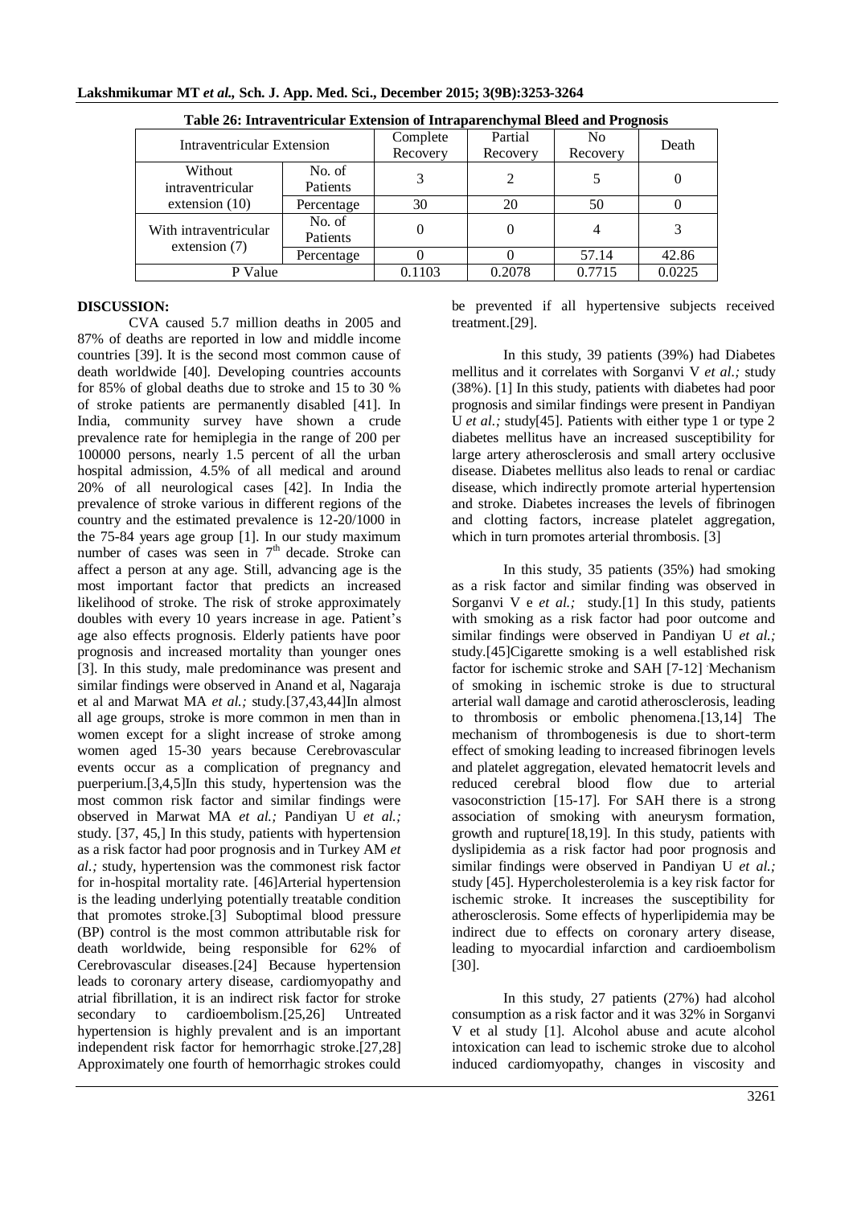**Table 26: Intraventricular Extension of Intraparenchymal Bleed and Prognosis**

| Intraventricular Extension | | Complete Recovery | Partial Recovery | No Recovery | Death |
|---|---|---|---|---|---|
| Without intraventricular extension (10) | No. of Patients | 3 | 2 | 5 | 0 |
| | Percentage | 30 | 20 | 50 | 0 |
| With intraventricular extension (7) | No. of Patients | 0 | 0 | 4 | 3 |
| | Percentage | 0 | 0 | 57.14 | 42.86 |
| P Value | | 0.1103 | 0.2078 | 0.7715 | 0.0225 |

## DISCUSSION:

CVA caused 5.7 million deaths in 2005 and 87% of deaths are reported in low and middle income countries [39]. It is the second most common cause of death worldwide [40]. Developing countries accounts for 85% of global deaths due to stroke and 15 to 30 % of stroke patients are permanently disabled [41]. In India, community survey have shown a crude prevalence rate for hemiplegia in the range of 200 per 100000 persons, nearly 1.5 percent of all the urban hospital admission, 4.5% of all medical and around 20% of all neurological cases [42]. In India the prevalence of stroke various in different regions of the country and the estimated prevalence is 12-20/1000 in the 75-84 years age group [1]. In our study maximum number of cases was seen in 7th decade. Stroke can affect a person at any age. Still, advancing age is the most important factor that predicts an increased likelihood of stroke. The risk of stroke approximately doubles with every 10 years increase in age. Patient's age also effects prognosis. Elderly patients have poor prognosis and increased mortality than younger ones [3]. In this study, male predominance was present and similar findings were observed in Anand et al, Nagaraja et al and Marwat MA *et al.;* study.[37,43,44]In almost all age groups, stroke is more common in men than in women except for a slight increase of stroke among women aged 15-30 years because Cerebrovascular events occur as a complication of pregnancy and puerperium.[3,4,5]In this study, hypertension was the most common risk factor and similar findings were observed in Marwat MA *et al.;* Pandiyan U *et al.;* study. [37, 45,] In this study, patients with hypertension as a risk factor had poor prognosis and in Turkey AM *et al.;* study, hypertension was the commonest risk factor for in-hospital mortality rate. [46]Arterial hypertension is the leading underlying potentially treatable condition that promotes stroke.[3] Suboptimal blood pressure (BP) control is the most common attributable risk for death worldwide, being responsible for 62% of Cerebrovascular diseases.[24] Because hypertension leads to coronary artery disease, cardiomyopathy and atrial fibrillation, it is an indirect risk factor for stroke secondary to cardioembolism.[25,26] Untreated hypertension is highly prevalent and is an important independent risk factor for hemorrhagic stroke.[27,28] Approximately one fourth of hemorrhagic strokes could be prevented if all hypertensive subjects received treatment.[29].

In this study, 39 patients (39%) had Diabetes mellitus and it correlates with Sorganvi V *et al.;* study (38%). [1] In this study, patients with diabetes had poor prognosis and similar findings were present in Pandiyan U *et al.;* study[45]. Patients with either type 1 or type 2 diabetes mellitus have an increased susceptibility for large artery atherosclerosis and small artery occlusive disease. Diabetes mellitus also leads to renal or cardiac disease, which indirectly promote arterial hypertension and stroke. Diabetes increases the levels of fibrinogen and clotting factors, increase platelet aggregation, which in turn promotes arterial thrombosis. [3]

In this study, 35 patients (35%) had smoking as a risk factor and similar finding was observed in Sorganvi V e *et al.;* study.[1] In this study, patients with smoking as a risk factor had poor outcome and similar findings were observed in Pandiyan U *et al.;* study.[45]Cigarette smoking is a well established risk factor for ischemic stroke and SAH [7-12] Mechanism of smoking in ischemic stroke is due to structural arterial wall damage and carotid atherosclerosis, leading to thrombosis or embolic phenomena.[13,14] The mechanism of thrombogenesis is due to short-term effect of smoking leading to increased fibrinogen levels and platelet aggregation, elevated hematocrit levels and reduced cerebral blood flow due to arterial vasoconstriction [15-17]. For SAH there is a strong association of smoking with aneurysm formation, growth and rupture[18,19]. In this study, patients with dyslipidemia as a risk factor had poor prognosis and similar findings were observed in Pandiyan U *et al.;* study [45]. Hypercholesterolemia is a key risk factor for ischemic stroke. It increases the susceptibility for atherosclerosis. Some effects of hyperlipidemia may be indirect due to effects on coronary artery disease, leading to myocardial infarction and cardioembolism [30].

In this study, 27 patients (27%) had alcohol consumption as a risk factor and it was 32% in Sorganvi V et al study [1]. Alcohol abuse and acute alcohol intoxication can lead to ischemic stroke due to alcohol induced cardiomyopathy, changes in viscosity and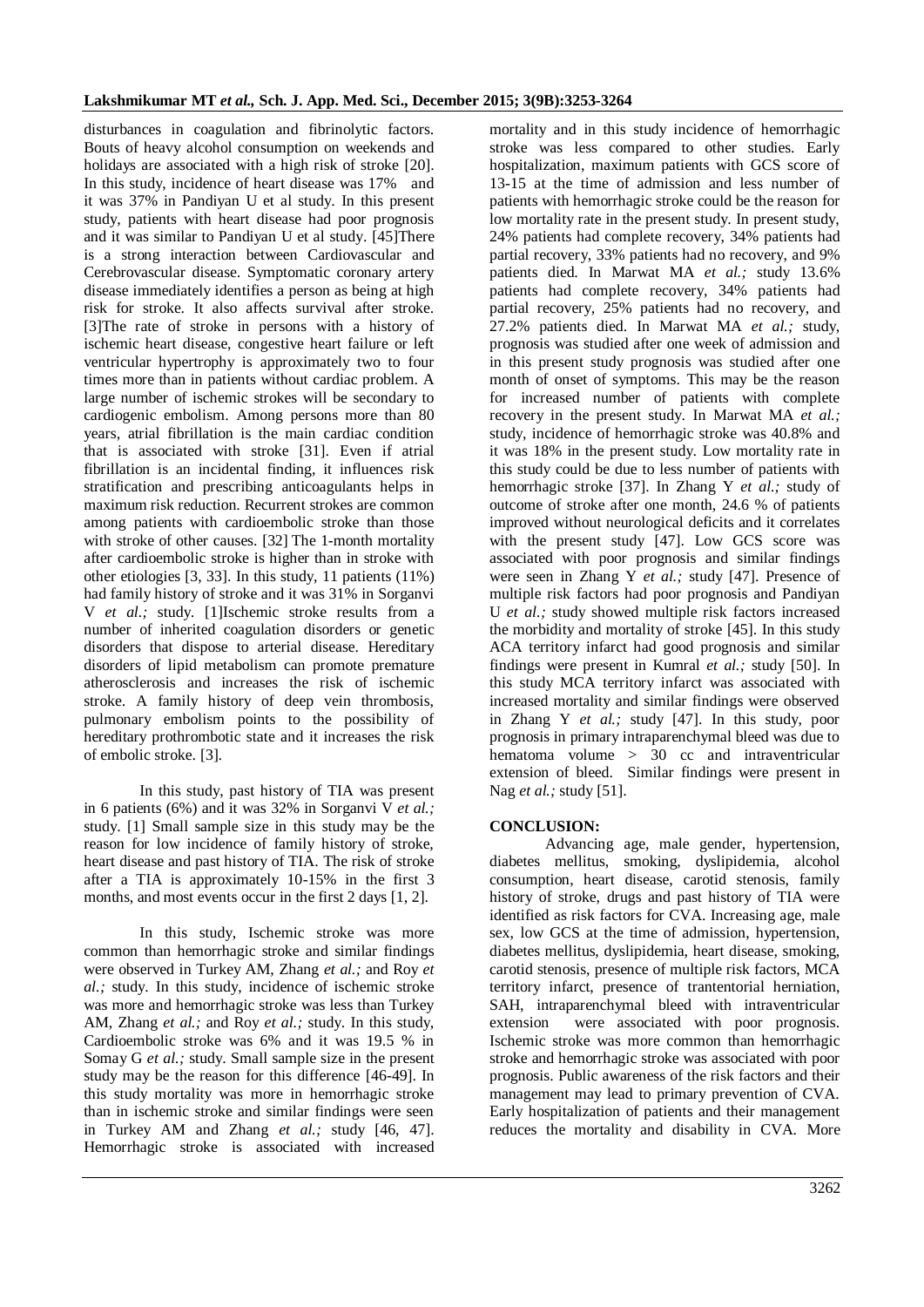disturbances in coagulation and fibrinolytic factors. Bouts of heavy alcohol consumption on weekends and holidays are associated with a high risk of stroke [20]. In this study, incidence of heart disease was 17% and it was 37% in Pandiyan U et al study. In this present study, patients with heart disease had poor prognosis and it was similar to Pandiyan U et al study. [45]There is a strong interaction between Cardiovascular and Cerebrovascular disease. Symptomatic coronary artery disease immediately identifies a person as being at high risk for stroke. It also affects survival after stroke. [3]The rate of stroke in persons with a history of ischemic heart disease, congestive heart failure or left ventricular hypertrophy is approximately two to four times more than in patients without cardiac problem. A large number of ischemic strokes will be secondary to cardiogenic embolism. Among persons more than 80 years, atrial fibrillation is the main cardiac condition that is associated with stroke [31]. Even if atrial fibrillation is an incidental finding, it influences risk stratification and prescribing anticoagulants helps in maximum risk reduction. Recurrent strokes are common among patients with cardioembolic stroke than those with stroke of other causes. [32] The 1-month mortality after cardioembolic stroke is higher than in stroke with other etiologies [3, 33]. In this study, 11 patients (11%) had family history of stroke and it was 31% in Sorganvi V *et al.;* study. [1]Ischemic stroke results from a number of inherited coagulation disorders or genetic disorders that dispose to arterial disease. Hereditary disorders of lipid metabolism can promote premature atherosclerosis and increases the risk of ischemic stroke. A family history of deep vein thrombosis, pulmonary embolism points to the possibility of hereditary prothrombotic state and it increases the risk of embolic stroke. [3].

In this study, past history of TIA was present in 6 patients (6%) and it was 32% in Sorganvi V *et al.;* study. [1] Small sample size in this study may be the reason for low incidence of family history of stroke, heart disease and past history of TIA. The risk of stroke after a TIA is approximately 10-15% in the first 3 months, and most events occur in the first 2 days [1, 2].

In this study, Ischemic stroke was more common than hemorrhagic stroke and similar findings were observed in Turkey AM, Zhang *et al.;* and Roy *et al.;* study. In this study, incidence of ischemic stroke was more and hemorrhagic stroke was less than Turkey AM, Zhang *et al.;* and Roy *et al.;* study. In this study, Cardioembolic stroke was 6% and it was 19.5 % in Somay G *et al.;* study. Small sample size in the present study may be the reason for this difference [46-49]. In this study mortality was more in hemorrhagic stroke than in ischemic stroke and similar findings were seen in Turkey AM and Zhang *et al.;* study [46, 47]. Hemorrhagic stroke is associated with increased mortality and in this study incidence of hemorrhagic stroke was less compared to other studies. Early hospitalization, maximum patients with GCS score of 13-15 at the time of admission and less number of patients with hemorrhagic stroke could be the reason for low mortality rate in the present study. In present study, 24% patients had complete recovery, 34% patients had partial recovery, 33% patients had no recovery, and 9% patients died. In Marwat MA *et al.;* study 13.6% patients had complete recovery, 34% patients had partial recovery, 25% patients had no recovery, and 27.2% patients died. In Marwat MA *et al.;* study, prognosis was studied after one week of admission and in this present study prognosis was studied after one month of onset of symptoms. This may be the reason for increased number of patients with complete recovery in the present study. In Marwat MA *et al.;* study, incidence of hemorrhagic stroke was 40.8% and it was 18% in the present study. Low mortality rate in this study could be due to less number of patients with hemorrhagic stroke [37]. In Zhang Y *et al.;* study of outcome of stroke after one month, 24.6 % of patients improved without neurological deficits and it correlates with the present study [47]. Low GCS score was associated with poor prognosis and similar findings were seen in Zhang Y *et al.;* study [47]. Presence of multiple risk factors had poor prognosis and Pandiyan U *et al.;* study showed multiple risk factors increased the morbidity and mortality of stroke [45]. In this study ACA territory infarct had good prognosis and similar findings were present in Kumral *et al.;* study [50]. In this study MCA territory infarct was associated with increased mortality and similar findings were observed in Zhang Y *et al.;* study [47]. In this study, poor prognosis in primary intraparenchymal bleed was due to hematoma volume > 30 cc and intraventricular extension of bleed. Similar findings were present in Nag *et al.;* study [51].

## CONCLUSION:

Advancing age, male gender, hypertension, diabetes mellitus, smoking, dyslipidemia, alcohol consumption, heart disease, carotid stenosis, family history of stroke, drugs and past history of TIA were identified as risk factors for CVA. Increasing age, male sex, low GCS at the time of admission, hypertension, diabetes mellitus, dyslipidemia, heart disease, smoking, carotid stenosis, presence of multiple risk factors, MCA territory infarct, presence of trantentorial herniation, SAH, intraparenchymal bleed with intraventricular extension were associated with poor prognosis. Ischemic stroke was more common than hemorrhagic stroke and hemorrhagic stroke was associated with poor prognosis. Public awareness of the risk factors and their management may lead to primary prevention of CVA. Early hospitalization of patients and their management reduces the mortality and disability in CVA. More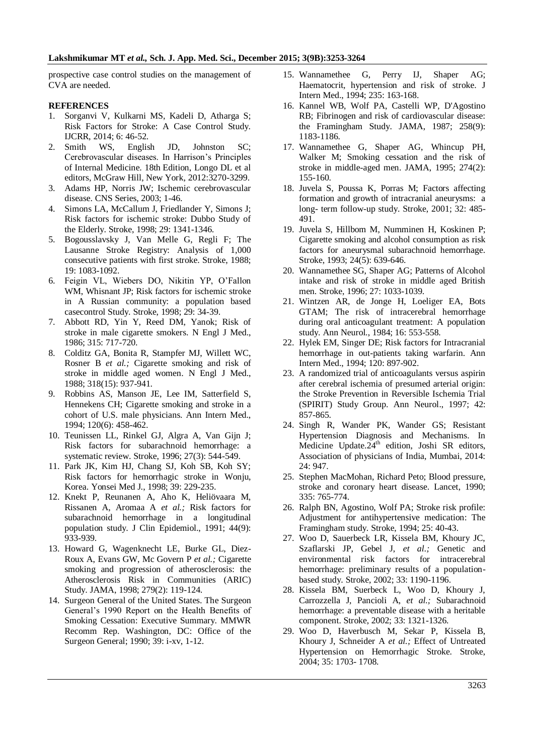prospective case control studies on the management of CVA are needed.

**REFERENCES**

1. Sorganvi V, Kulkarni MS, Kadeli D, Atharga S; Risk Factors for Stroke: A Case Control Study. IJCRR, 2014; 6: 46-52.
2. Smith WS, English JD, Johnston SC; Cerebrovascular diseases. In Harrison's Principles of Internal Medicine. 18th Edition, Longo DL et al editors, McGraw Hill, New York, 2012:3270-3299.
3. Adams HP, Norris JW; Ischemic cerebrovascular disease. CNS Series, 2003; 1-46.
4. Simons LA, McCallum J, Friedlander Y, Simons J; Risk factors for ischemic stroke: Dubbo Study of the Elderly. Stroke, 1998; 29: 1341-1346.
5. Bogousslavsky J, Van Melle G, Regli F; The Lausanne Stroke Registry: Analysis of 1,000 consecutive patients with first stroke. Stroke, 1988; 19: 1083-1092.
6. Feigin VL, Wiebers DO, Nikitin YP, O'Fallon WM, Whisnant JP; Risk factors for ischemic stroke in A Russian community: a population based casecontrol Study. Stroke, 1998; 29: 34-39.
7. Abbott RD, Yin Y, Reed DM, Yanok; Risk of stroke in male cigarette smokers. N Engl J Med., 1986; 315: 717-720.
8. Colditz GA, Bonita R, Stampfer MJ, Willett WC, Rosner B *et al.;* Cigarette smoking and risk of stroke in middle aged women. N Engl J Med., 1988; 318(15): 937-941.
9. Robbins AS, Manson JE, Lee IM, Satterfield S, Hennekens CH; Cigarette smoking and stroke in a cohort of U.S. male physicians. Ann Intern Med., 1994; 120(6): 458-462.
10. Teunissen LL, Rinkel GJ, Algra A, Van Gijn J; Risk factors for subarachnoid hemorrhage: a systematic review. Stroke, 1996; 27(3): 544-549.
11. Park JK, Kim HJ, Chang SJ, Koh SB, Koh SY; Risk factors for hemorrhagic stroke in Wonju, Korea. Yonsei Med J., 1998; 39: 229-235.
12. Knekt P, Reunanen A, Aho K, Heliövaara M, Rissanen A, Aromaa A *et al.;* Risk factors for subarachnoid hemorrhage in a longitudinal population study. J Clin Epidemiol., 1991; 44(9): 933-939.
13. Howard G, Wagenknecht LE, Burke GL, Diez-Roux A, Evans GW, Mc Govern P *et al.;* Cigarette smoking and progression of atherosclerosis: the Atherosclerosis Risk in Communities (ARIC) Study. JAMA, 1998; 279(2): 119-124.
14. Surgeon General of the United States. The Surgeon General's 1990 Report on the Health Benefits of Smoking Cessation: Executive Summary. MMWR Recomm Rep. Washington, DC: Office of the Surgeon General; 1990; 39: i-xv, 1-12.
15. Wannamethee G, Perry IJ, Shaper AG; Haematocrit, hypertension and risk of stroke. J Intern Med., 1994; 235: 163-168.
16. Kannel WB, Wolf PA, Castelli WP, D'Agostino RB; Fibrinogen and risk of cardiovascular disease: the Framingham Study. JAMA, 1987; 258(9): 1183-1186.
17. Wannamethee G, Shaper AG, Whincup PH, Walker M; Smoking cessation and the risk of stroke in middle-aged men. JAMA, 1995; 274(2): 155-160.
18. Juvela S, Poussa K, Porras M; Factors affecting formation and growth of intracranial aneurysms: a long- term follow-up study. Stroke, 2001; 32: 485-491.
19. Juvela S, Hillbom M, Numminen H, Koskinen P; Cigarette smoking and alcohol consumption as risk factors for aneurysmal subarachnoid hemorrhage. Stroke, 1993; 24(5): 639-646.
20. Wannamethee SG, Shaper AG; Patterns of Alcohol intake and risk of stroke in middle aged British men. Stroke, 1996; 27: 1033-1039.
21. Wintzen AR, de Jonge H, Loeliger EA, Bots GTAM; The risk of intracerebral hemorrhage during oral anticoagulant treatment: A population study. Ann Neurol., 1984; 16: 553-558.
22. Hylek EM, Singer DE; Risk factors for Intracranial hemorrhage in out-patients taking warfarin. Ann Intern Med., 1994; 120: 897-902.
23. A randomized trial of anticoagulants versus aspirin after cerebral ischemia of presumed arterial origin: the Stroke Prevention in Reversible Ischemia Trial (SPIRIT) Study Group. Ann Neurol., 1997; 42: 857-865.
24. Singh R, Wander PK, Wander GS; Resistant Hypertension Diagnosis and Mechanisms. In Medicine Update.24th edition, Joshi SR editors, Association of physicians of India, Mumbai, 2014: 24: 947.
25. Stephen MacMohan, Richard Peto; Blood pressure, stroke and coronary heart disease. Lancet, 1990; 335: 765-774.
26. Ralph BN, Agostino, Wolf PA; Stroke risk profile: Adjustment for antihypertensive medication: The Framingham study. Stroke, 1994; 25: 40-43.
27. Woo D, Sauerbeck LR, Kissela BM, Khoury JC, Szaflarski JP, Gebel J, *et al.;* Genetic and environmental risk factors for intracerebral hemorrhage: preliminary results of a population-based study. Stroke, 2002; 33: 1190-1196.
28. Kissela BM, Suerbeck L, Woo D, Khoury J, Carrozzella J, Pancioli A, *et al.;* Subarachnoid hemorrhage: a preventable disease with a heritable component. Stroke, 2002; 33: 1321-1326.
29. Woo D, Haverbusch M, Sekar P, Kissela B, Khoury J, Schneider A *et al.;* Effect of Untreated Hypertension on Hemorrhagic Stroke. Stroke, 2004; 35: 1703- 1708.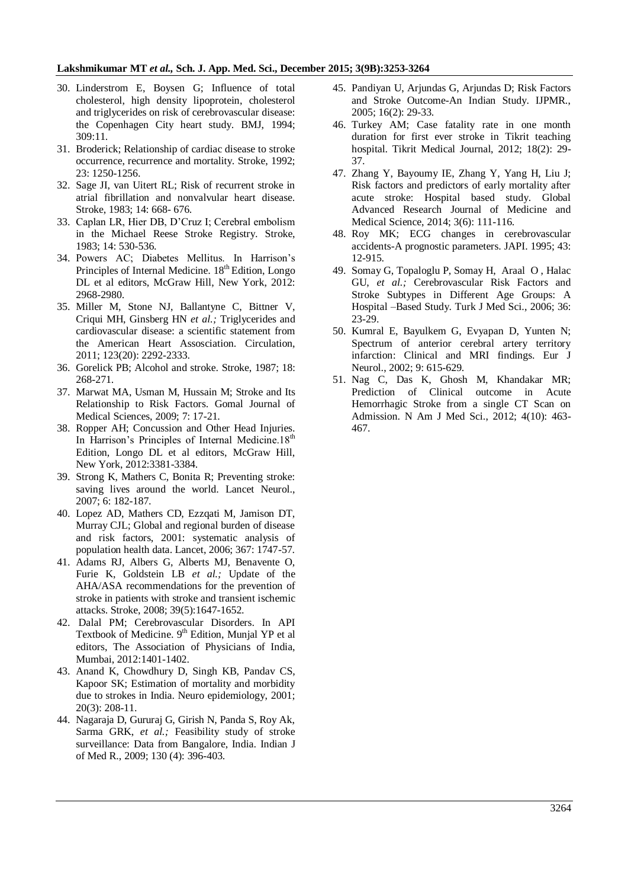30. Linderstrom E, Boysen G; Influence of total cholesterol, high density lipoprotein, cholesterol and triglycerides on risk of cerebrovascular disease: the Copenhagen City heart study. BMJ, 1994; 309:11.
31. Broderick; Relationship of cardiac disease to stroke occurrence, recurrence and mortality. Stroke, 1992; 23: 1250-1256.
32. Sage JI, van Uitert RL; Risk of recurrent stroke in atrial fibrillation and nonvalvular heart disease. Stroke, 1983; 14: 668- 676.
33. Caplan LR, Hier DB, D'Cruz I; Cerebral embolism in the Michael Reese Stroke Registry. Stroke, 1983; 14: 530-536.
34. Powers AC; Diabetes Mellitus. In Harrison's Principles of Internal Medicine. 18th Edition, Longo DL et al editors, McGraw Hill, New York, 2012: 2968-2980.
35. Miller M, Stone NJ, Ballantyne C, Bittner V, Criqui MH, Ginsberg HN *et al.;* Triglycerides and cardiovascular disease: a scientific statement from the American Heart Assosciation. Circulation, 2011; 123(20): 2292-2333.
36. Gorelick PB; Alcohol and stroke. Stroke, 1987; 18: 268-271.
37. Marwat MA, Usman M, Hussain M; Stroke and Its Relationship to Risk Factors. Gomal Journal of Medical Sciences, 2009; 7: 17-21.
38. Ropper AH; Concussion and Other Head Injuries. In Harrison's Principles of Internal Medicine.18th Edition, Longo DL et al editors, McGraw Hill, New York, 2012:3381-3384.
39. Strong K, Mathers C, Bonita R; Preventing stroke: saving lives around the world. Lancet Neurol., 2007; 6: 182-187.
40. Lopez AD, Mathers CD, Ezzqati M, Jamison DT, Murray CJL; Global and regional burden of disease and risk factors, 2001: systematic analysis of population health data. Lancet, 2006; 367: 1747-57.
41. Adams RJ, Albers G, Alberts MJ, Benavente O, Furie K, Goldstein LB *et al.;* Update of the AHA/ASA recommendations for the prevention of stroke in patients with stroke and transient ischemic attacks. Stroke, 2008; 39(5):1647-1652.
42. Dalal PM; Cerebrovascular Disorders. In API Textbook of Medicine. 9th Edition, Munjal YP et al editors, The Association of Physicians of India, Mumbai, 2012:1401-1402.
43. Anand K, Chowdhury D, Singh KB, Pandav CS, Kapoor SK; Estimation of mortality and morbidity due to strokes in India. Neuro epidemiology, 2001; 20(3): 208-11.
44. Nagaraja D, Gururaj G, Girish N, Panda S, Roy Ak, Sarma GRK, *et al.;* Feasibility study of stroke surveillance: Data from Bangalore, India. Indian J of Med R., 2009; 130 (4): 396-403.
45. Pandiyan U, Arjundas G, Arjundas D; Risk Factors and Stroke Outcome-An Indian Study. IJPMR., 2005; 16(2): 29-33.
46. Turkey AM; Case fatality rate in one month duration for first ever stroke in Tikrit teaching hospital. Tikrit Medical Journal, 2012; 18(2): 29-37.
47. Zhang Y, Bayoumy IE, Zhang Y, Yang H, Liu J; Risk factors and predictors of early mortality after acute stroke: Hospital based study. Global Advanced Research Journal of Medicine and Medical Science, 2014; 3(6): 111-116.
48. Roy MK; ECG changes in cerebrovascular accidents-A prognostic parameters. JAPI. 1995; 43: 12-915.
49. Somay G, Topaloglu P, Somay H, Araal O , Halac GU, *et al.;* Cerebrovascular Risk Factors and Stroke Subtypes in Different Age Groups: A Hospital –Based Study. Turk J Med Sci., 2006; 36: 23-29.
50. Kumral E, Bayulkem G, Evyapan D, Yunten N; Spectrum of anterior cerebral artery territory infarction: Clinical and MRI findings. Eur J Neurol., 2002; 9: 615-629.
51. Nag C, Das K, Ghosh M, Khandakar MR; Prediction of Clinical outcome in Acute Hemorrhagic Stroke from a single CT Scan on Admission. N Am J Med Sci., 2012; 4(10): 463-467.